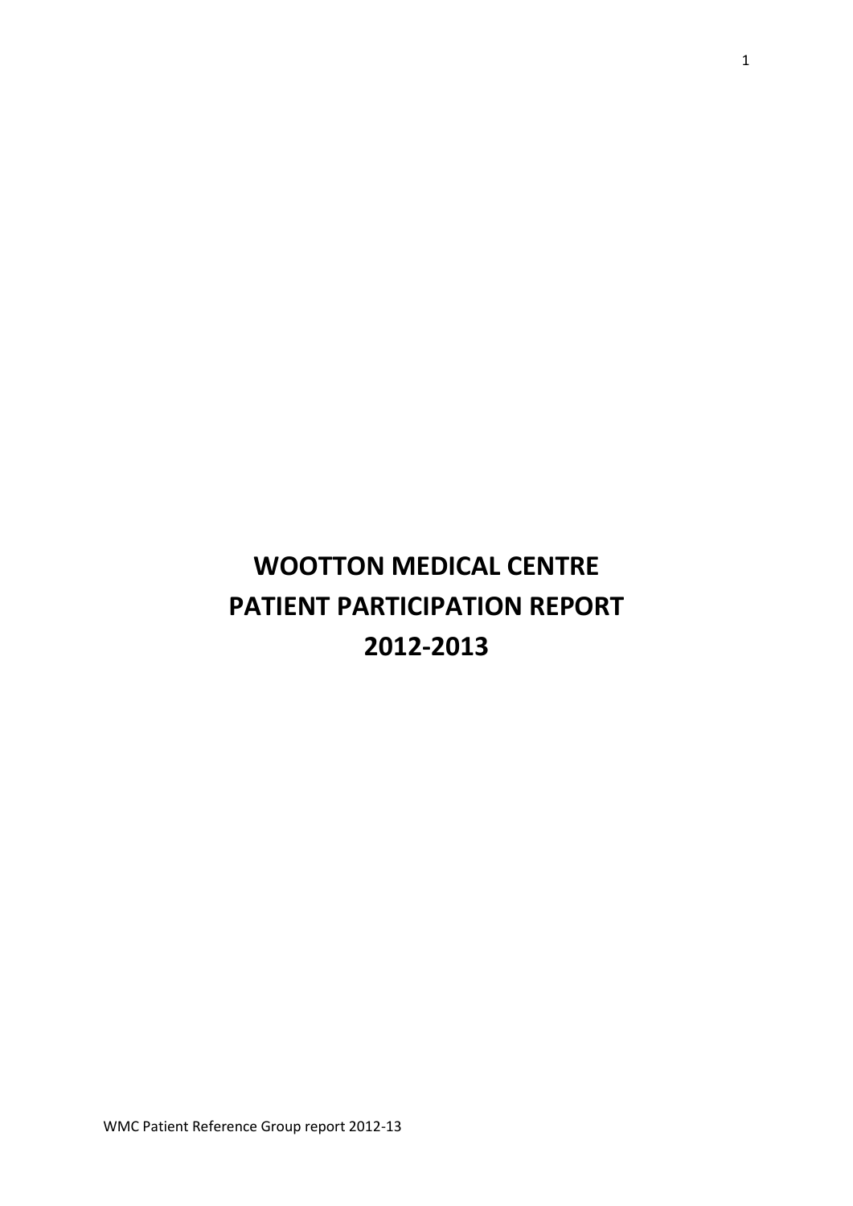# WOOTTON MEDICAL CENTRE
# PATIENT PARTICIPATION REPORT
# 2012-2013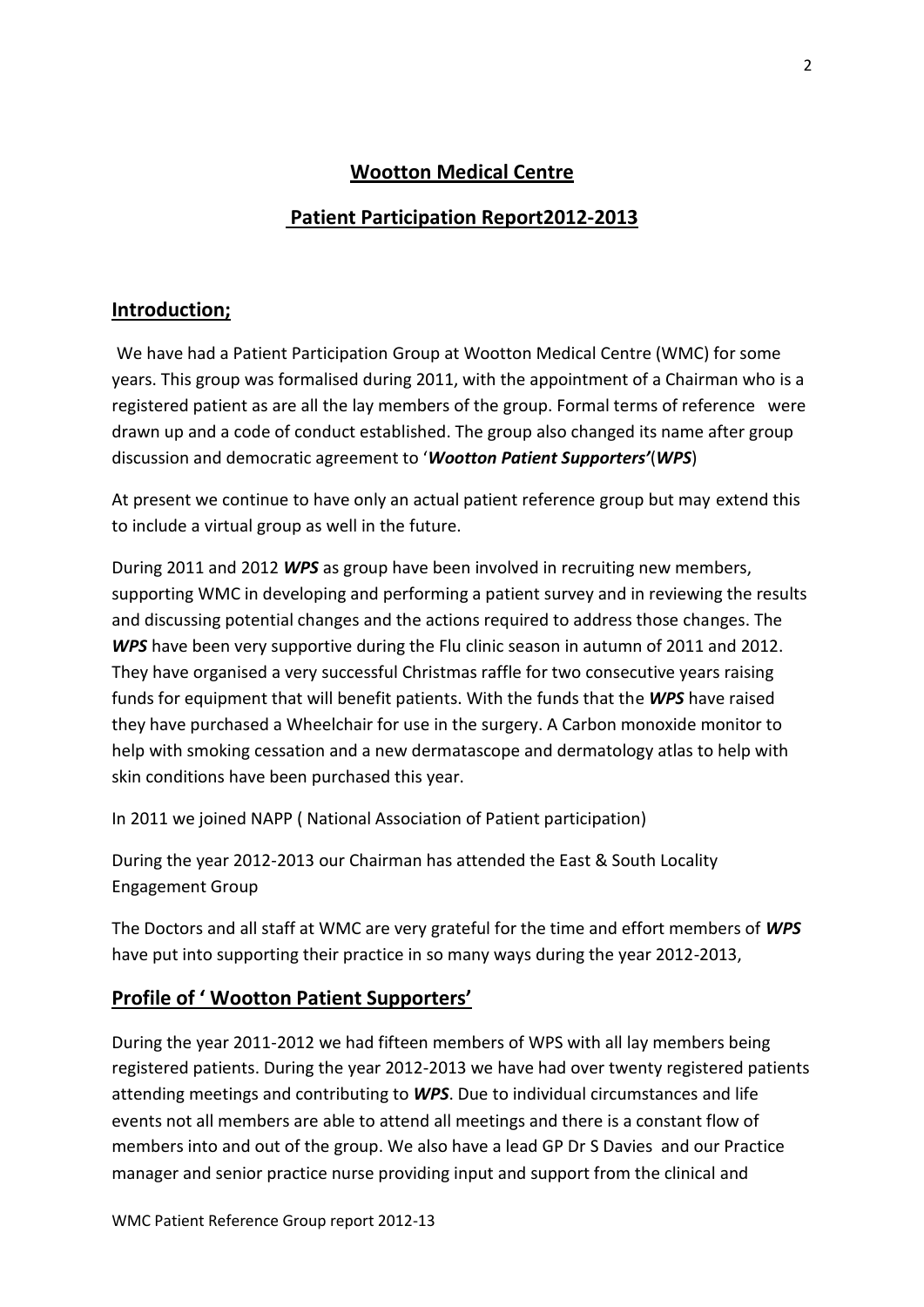# **Wootton Medical Centre**

## **Patient Participation Report2012-2013**

## **Introduction;**

We have had a Patient Participation Group at Wootton Medical Centre (WMC) for some years. This group was formalised during 2011, with the appointment of a Chairman who is a registered patient as are all the lay members of the group. Formal terms of reference were drawn up and a code of conduct established. The group also changed its name after group discussion and democratic agreement to '***Wootton Patient Supporters'***(***WPS***)

At present we continue to have only an actual patient reference group but may extend this to include a virtual group as well in the future.

During 2011 and 2012 ***WPS*** as group have been involved in recruiting new members, supporting WMC in developing and performing a patient survey and in reviewing the results and discussing potential changes and the actions required to address those changes. The ***WPS*** have been very supportive during the Flu clinic season in autumn of 2011 and 2012. They have organised a very successful Christmas raffle for two consecutive years raising funds for equipment that will benefit patients. With the funds that the ***WPS*** have raised they have purchased a Wheelchair for use in the surgery. A Carbon monoxide monitor to help with smoking cessation and a new dermatascope and dermatology atlas to help with skin conditions have been purchased this year.

In 2011 we joined NAPP ( National Association of Patient participation)

During the year 2012-2013 our Chairman has attended the East & South Locality Engagement Group

The Doctors and all staff at WMC are very grateful for the time and effort members of ***WPS*** have put into supporting their practice in so many ways during the year 2012-2013,

## **Profile of ' Wootton Patient Supporters'**

During the year 2011-2012 we had fifteen members of WPS with all lay members being registered patients. During the year 2012-2013 we have had over twenty registered patients attending meetings and contributing to ***WPS***. Due to individual circumstances and life events not all members are able to attend all meetings and there is a constant flow of members into and out of the group. We also have a lead GP Dr S Davies and our Practice manager and senior practice nurse providing input and support from the clinical and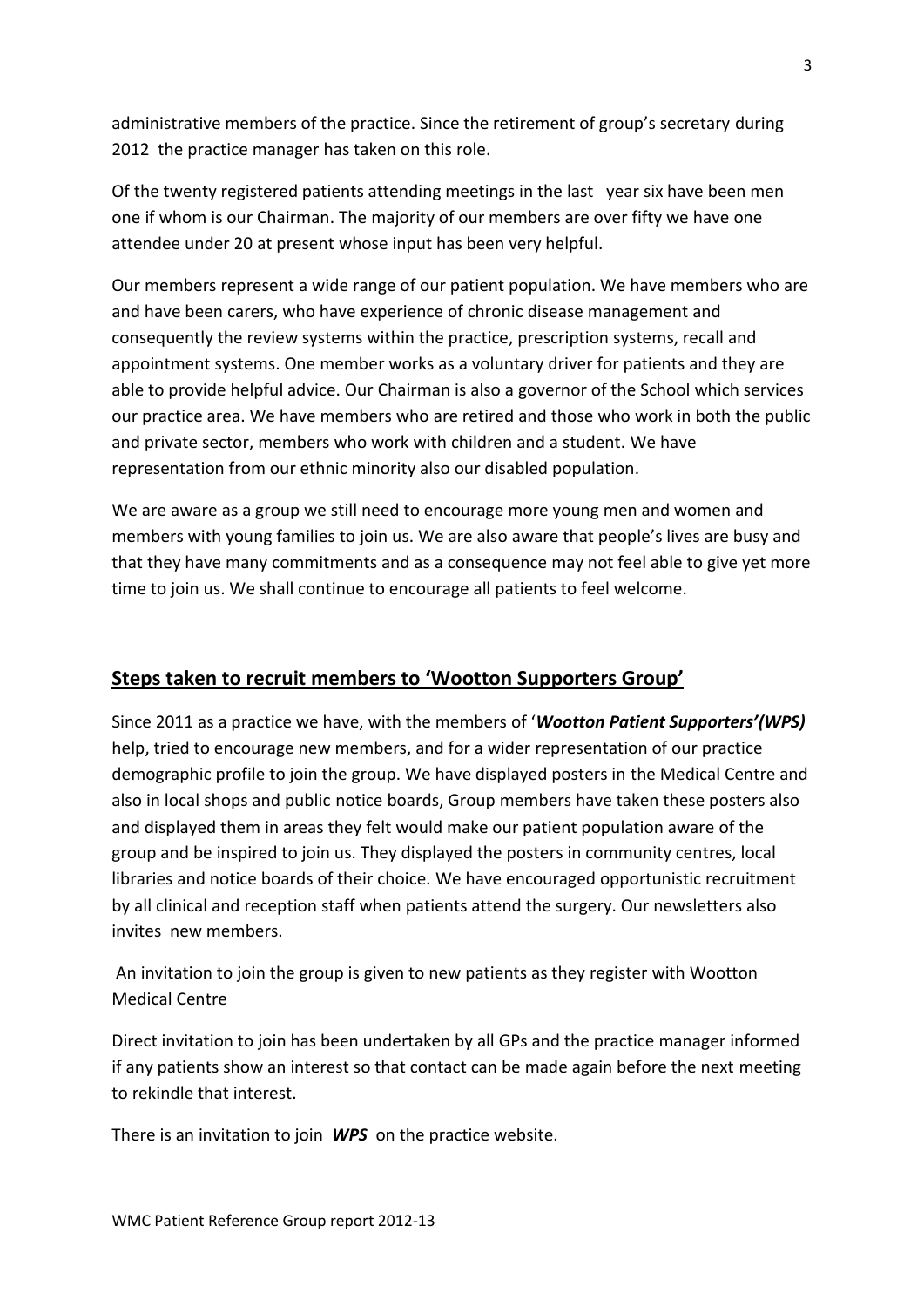administrative members of the practice. Since the retirement of group's secretary during 2012 the practice manager has taken on this role.

Of the twenty registered patients attending meetings in the last year six have been men one if whom is our Chairman. The majority of our members are over fifty we have one attendee under 20 at present whose input has been very helpful.

Our members represent a wide range of our patient population. We have members who are and have been carers, who have experience of chronic disease management and consequently the review systems within the practice, prescription systems, recall and appointment systems. One member works as a voluntary driver for patients and they are able to provide helpful advice. Our Chairman is also a governor of the School which services our practice area. We have members who are retired and those who work in both the public and private sector, members who work with children and a student. We have representation from our ethnic minority also our disabled population.

We are aware as a group we still need to encourage more young men and women and members with young families to join us. We are also aware that people's lives are busy and that they have many commitments and as a consequence may not feel able to give yet more time to join us. We shall continue to encourage all patients to feel welcome.

## Steps taken to recruit members to 'Wootton Supporters Group'

Since 2011 as a practice we have, with the members of '***Wootton Patient Supporters'(WPS)*** help, tried to encourage new members, and for a wider representation of our practice demographic profile to join the group. We have displayed posters in the Medical Centre and also in local shops and public notice boards, Group members have taken these posters also and displayed them in areas they felt would make our patient population aware of the group and be inspired to join us. They displayed the posters in community centres, local libraries and notice boards of their choice. We have encouraged opportunistic recruitment by all clinical and reception staff when patients attend the surgery. Our newsletters also invites new members.

An invitation to join the group is given to new patients as they register with Wootton Medical Centre

Direct invitation to join has been undertaken by all GPs and the practice manager informed if any patients show an interest so that contact can be made again before the next meeting to rekindle that interest.

There is an invitation to join ***WPS*** on the practice website.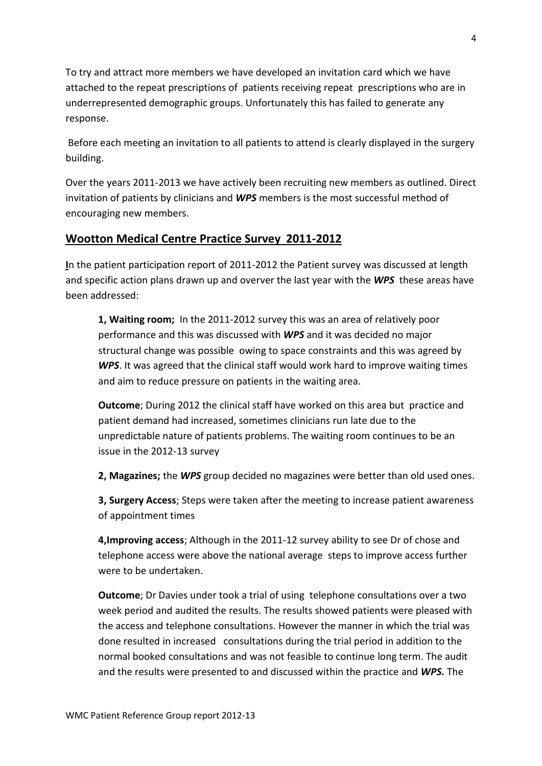To try and attract more members we have developed an invitation card which we have attached to the repeat prescriptions of patients receiving repeat prescriptions who are in underrepresented demographic groups. Unfortunately this has failed to generate any response.

Before each meeting an invitation to all patients to attend is clearly displayed in the surgery building.

Over the years 2011-2013 we have actively been recruiting new members as outlined. Direct invitation of patients by clinicians and ***WPS*** members is the most successful method of encouraging new members.

## Wootton Medical Centre Practice Survey 2011-2012

**I**n the patient participation report of 2011-2012 the Patient survey was discussed at length and specific action plans drawn up and overver the last year with the ***WPS*** these areas have been addressed:

**1, Waiting room;** In the 2011-2012 survey this was an area of relatively poor performance and this was discussed with ***WPS*** and it was decided no major structural change was possible owing to space constraints and this was agreed by ***WPS***. It was agreed that the clinical staff would work hard to improve waiting times and aim to reduce pressure on patients in the waiting area.

**Outcome**; During 2012 the clinical staff have worked on this area but practice and patient demand had increased, sometimes clinicians run late due to the unpredictable nature of patients problems. The waiting room continues to be an issue in the 2012-13 survey

**2, Magazines;** the ***WPS*** group decided no magazines were better than old used ones.

**3, Surgery Access**; Steps were taken after the meeting to increase patient awareness of appointment times

**4,Improving access**; Although in the 2011-12 survey ability to see Dr of chose and telephone access were above the national average steps to improve access further were to be undertaken.

**Outcome**; Dr Davies under took a trial of using telephone consultations over a two week period and audited the results. The results showed patients were pleased with the access and telephone consultations. However the manner in which the trial was done resulted in increased consultations during the trial period in addition to the normal booked consultations and was not feasible to continue long term. The audit and the results were presented to and discussed within the practice and ***WPS.*** The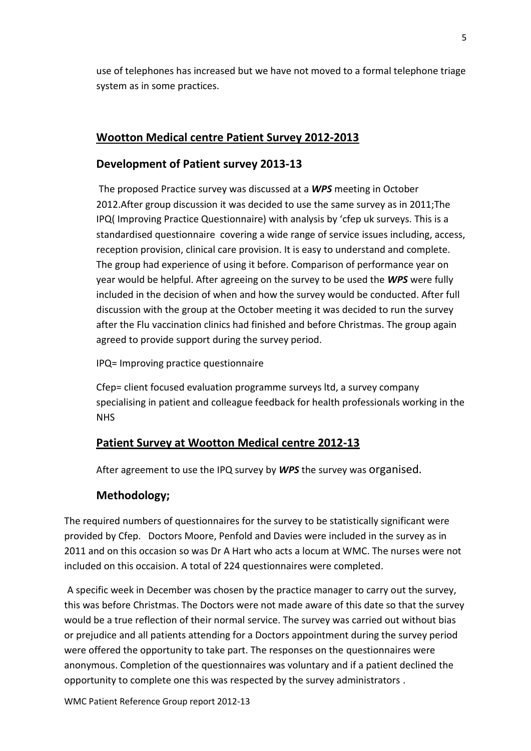use of telephones has increased but we have not moved to a formal telephone triage system as in some practices.

## Wootton Medical centre Patient Survey 2012-2013

### Development of Patient survey 2013-13

The proposed Practice survey was discussed at a ***WPS*** meeting in October 2012.After group discussion it was decided to use the same survey as in 2011;The IPQ( Improving Practice Questionnaire) with analysis by 'cfep uk surveys. This is a standardised questionnaire covering a wide range of service issues including, access, reception provision, clinical care provision. It is easy to understand and complete. The group had experience of using it before. Comparison of performance year on year would be helpful. After agreeing on the survey to be used the ***WPS*** were fully included in the decision of when and how the survey would be conducted. After full discussion with the group at the October meeting it was decided to run the survey after the Flu vaccination clinics had finished and before Christmas. The group again agreed to provide support during the survey period.

IPQ= Improving practice questionnaire

Cfep= client focused evaluation programme surveys ltd, a survey company specialising in patient and colleague feedback for health professionals working in the NHS

## Patient Survey at Wootton Medical centre 2012-13

After agreement to use the IPQ survey by ***WPS*** the survey was organised.

### Methodology;

The required numbers of questionnaires for the survey to be statistically significant were provided by Cfep. Doctors Moore, Penfold and Davies were included in the survey as in 2011 and on this occasion so was Dr A Hart who acts a locum at WMC. The nurses were not included on this occaision. A total of 224 questionnaires were completed.

A specific week in December was chosen by the practice manager to carry out the survey, this was before Christmas. The Doctors were not made aware of this date so that the survey would be a true reflection of their normal service. The survey was carried out without bias or prejudice and all patients attending for a Doctors appointment during the survey period were offered the opportunity to take part. The responses on the questionnaires were anonymous. Completion of the questionnaires was voluntary and if a patient declined the opportunity to complete one this was respected by the survey administrators .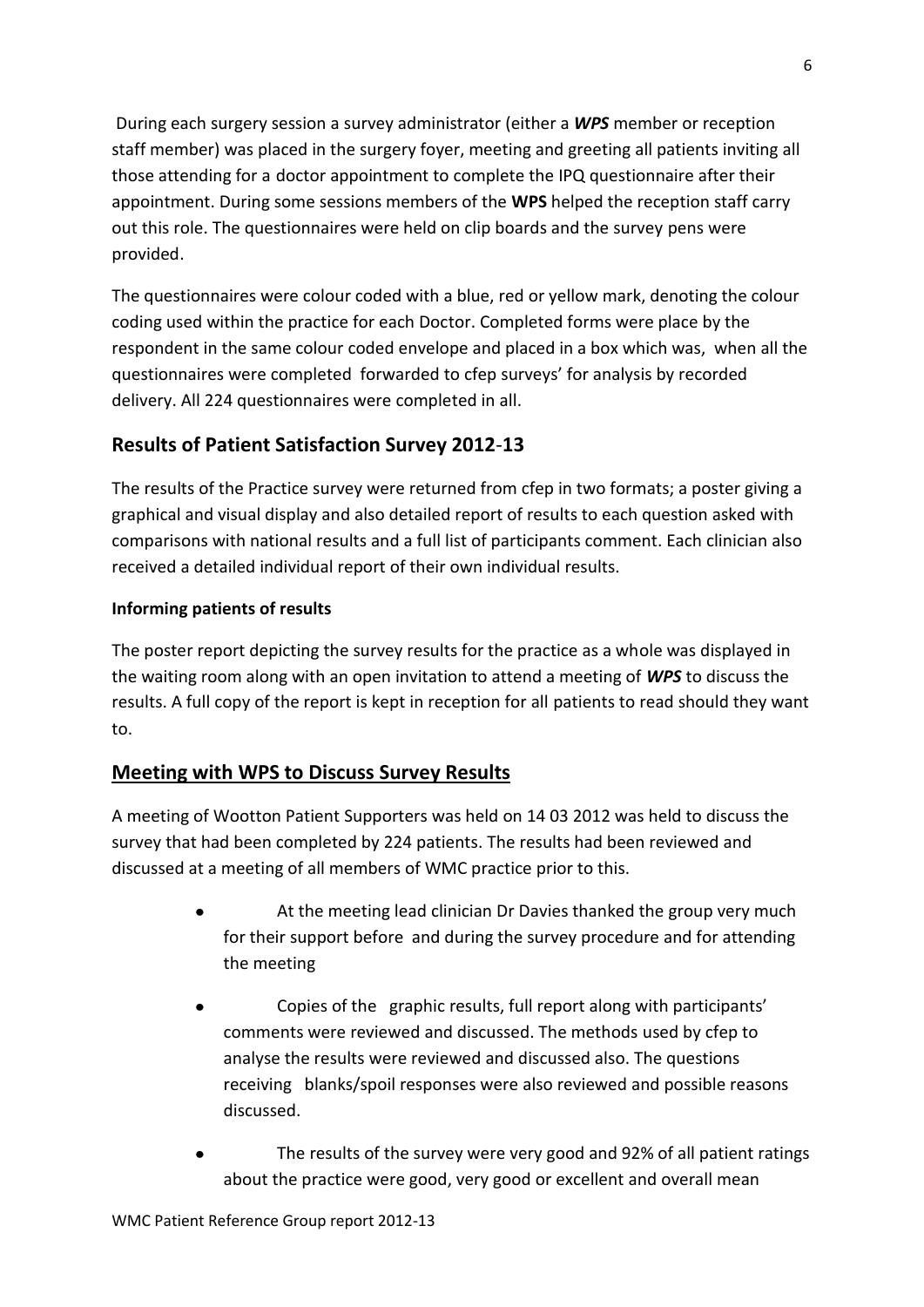During each surgery session a survey administrator (either a ***WPS*** member or reception staff member) was placed in the surgery foyer, meeting and greeting all patients inviting all those attending for a doctor appointment to complete the IPQ questionnaire after their appointment. During some sessions members of the **WPS** helped the reception staff carry out this role. The questionnaires were held on clip boards and the survey pens were provided.

The questionnaires were colour coded with a blue, red or yellow mark, denoting the colour coding used within the practice for each Doctor. Completed forms were place by the respondent in the same colour coded envelope and placed in a box which was, when all the questionnaires were completed forwarded to cfep surveys' for analysis by recorded delivery. All 224 questionnaires were completed in all.

## Results of Patient Satisfaction Survey 2012-13

The results of the Practice survey were returned from cfep in two formats; a poster giving a graphical and visual display and also detailed report of results to each question asked with comparisons with national results and a full list of participants comment. Each clinician also received a detailed individual report of their own individual results.

**Informing patients of results**

The poster report depicting the survey results for the practice as a whole was displayed in the waiting room along with an open invitation to attend a meeting of ***WPS*** to discuss the results. A full copy of the report is kept in reception for all patients to read should they want to.

## Meeting with WPS to Discuss Survey Results

A meeting of Wootton Patient Supporters was held on 14 03 2012 was held to discuss the survey that had been completed by 224 patients. The results had been reviewed and discussed at a meeting of all members of WMC practice prior to this.

- At the meeting lead clinician Dr Davies thanked the group very much for their support before and during the survey procedure and for attending the meeting
- Copies of the graphic results, full report along with participants' comments were reviewed and discussed. The methods used by cfep to analyse the results were reviewed and discussed also. The questions receiving blanks/spoil responses were also reviewed and possible reasons discussed.
- The results of the survey were very good and 92% of all patient ratings about the practice were good, very good or excellent and overall mean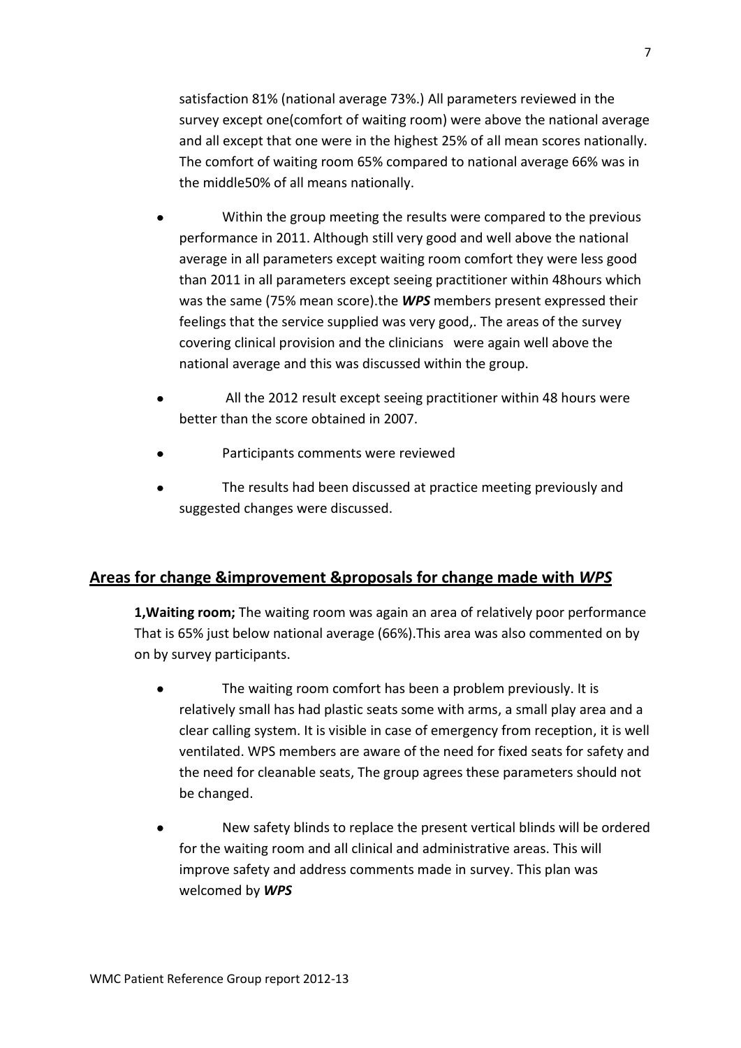satisfaction 81% (national average 73%.) All parameters reviewed in the survey except one(comfort of waiting room) were above the national average and all except that one were in the highest 25% of all mean scores nationally. The comfort of waiting room 65% compared to national average 66% was in the middle50% of all means nationally.

- Within the group meeting the results were compared to the previous performance in 2011. Although still very good and well above the national average in all parameters except waiting room comfort they were less good than 2011 in all parameters except seeing practitioner within 48hours which was the same (75% mean score).the ***WPS*** members present expressed their feelings that the service supplied was very good,. The areas of the survey covering clinical provision and the clinicians were again well above the national average and this was discussed within the group.
- All the 2012 result except seeing practitioner within 48 hours were better than the score obtained in 2007.
- Participants comments were reviewed
- The results had been discussed at practice meeting previously and suggested changes were discussed.

## Areas for change &improvement &proposals for change made with *WPS*

**1,Waiting room;** The waiting room was again an area of relatively poor performance That is 65% just below national average (66%).This area was also commented on by on by survey participants.

- The waiting room comfort has been a problem previously. It is relatively small has had plastic seats some with arms, a small play area and a clear calling system. It is visible in case of emergency from reception, it is well ventilated. WPS members are aware of the need for fixed seats for safety and the need for cleanable seats, The group agrees these parameters should not be changed.
- New safety blinds to replace the present vertical blinds will be ordered for the waiting room and all clinical and administrative areas. This will improve safety and address comments made in survey. This plan was welcomed by ***WPS***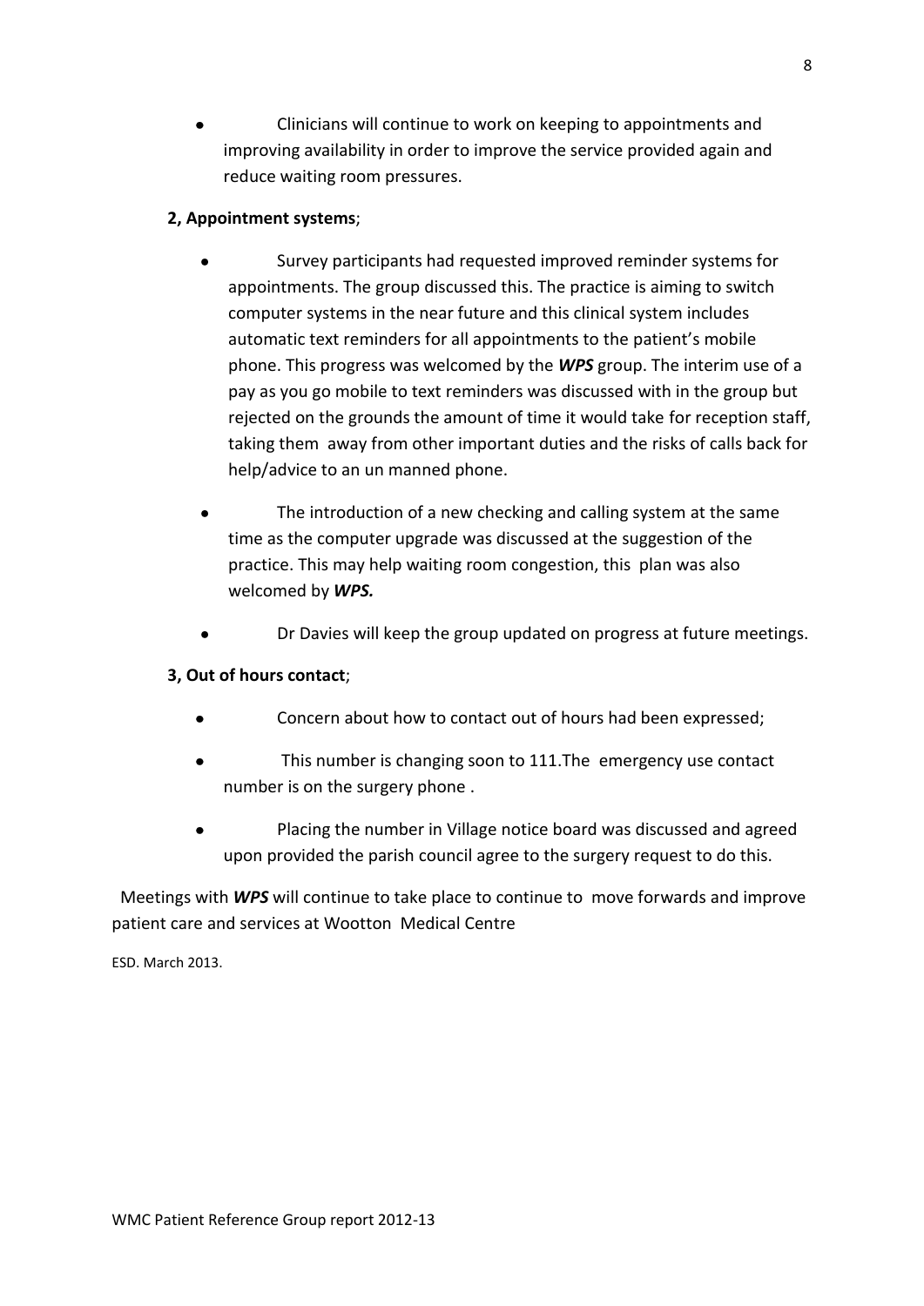- Clinicians will continue to work on keeping to appointments and improving availability in order to improve the service provided again and reduce waiting room pressures.

**2, Appointment systems**;

- Survey participants had requested improved reminder systems for appointments. The group discussed this. The practice is aiming to switch computer systems in the near future and this clinical system includes automatic text reminders for all appointments to the patient's mobile phone. This progress was welcomed by the ***WPS*** group. The interim use of a pay as you go mobile to text reminders was discussed with in the group but rejected on the grounds the amount of time it would take for reception staff, taking them away from other important duties and the risks of calls back for help/advice to an un manned phone.
- The introduction of a new checking and calling system at the same time as the computer upgrade was discussed at the suggestion of the practice. This may help waiting room congestion, this plan was also welcomed by ***WPS.***
- Dr Davies will keep the group updated on progress at future meetings.

**3, Out of hours contact**;

- Concern about how to contact out of hours had been expressed;
- This number is changing soon to 111.The emergency use contact number is on the surgery phone .
- Placing the number in Village notice board was discussed and agreed upon provided the parish council agree to the surgery request to do this.

Meetings with ***WPS*** will continue to take place to continue to move forwards and improve patient care and services at Wootton Medical Centre

ESD. March 2013.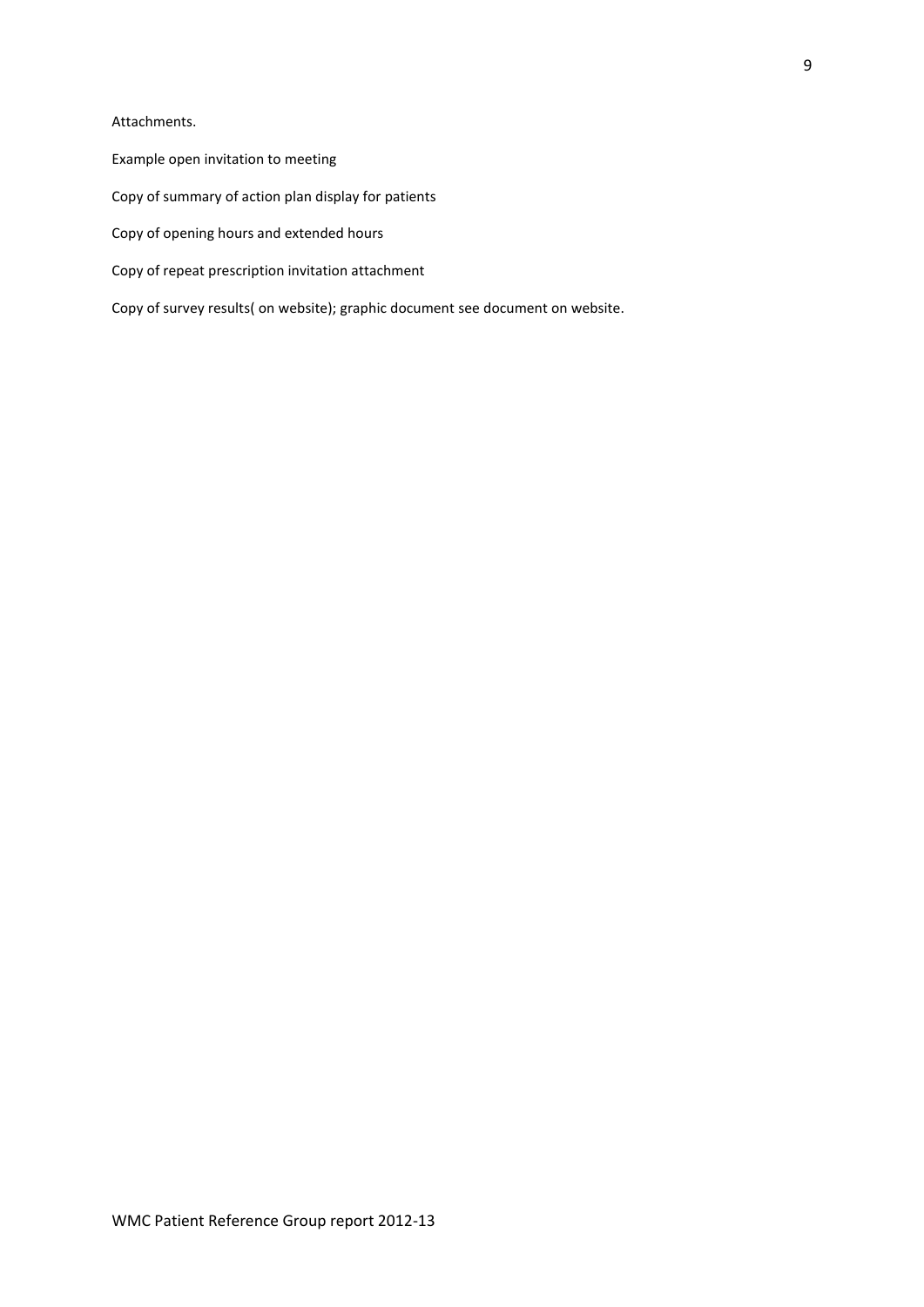Attachments.

Example open invitation to meeting

Copy of summary of action plan display for patients

Copy of opening hours and extended hours

Copy of repeat prescription invitation attachment

Copy of survey results( on website); graphic document see document on website.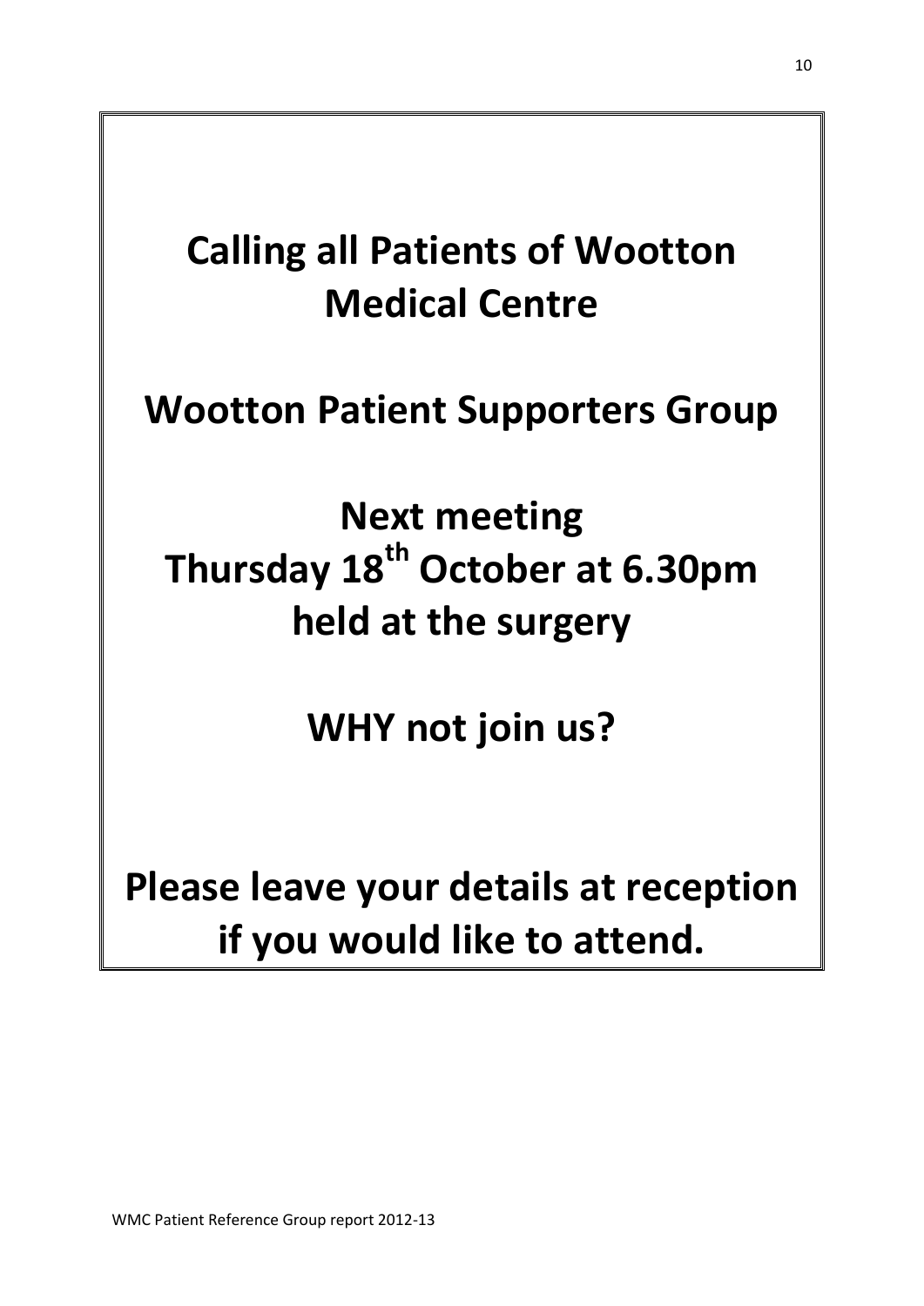**Calling all Patients of Wootton Medical Centre**

**Wootton Patient Supporters Group**

**Next meeting**
**Thursday 18th October at 6.30pm**
**held at the surgery**

**WHY not join us?**

**Please leave your details at reception if you would like to attend.**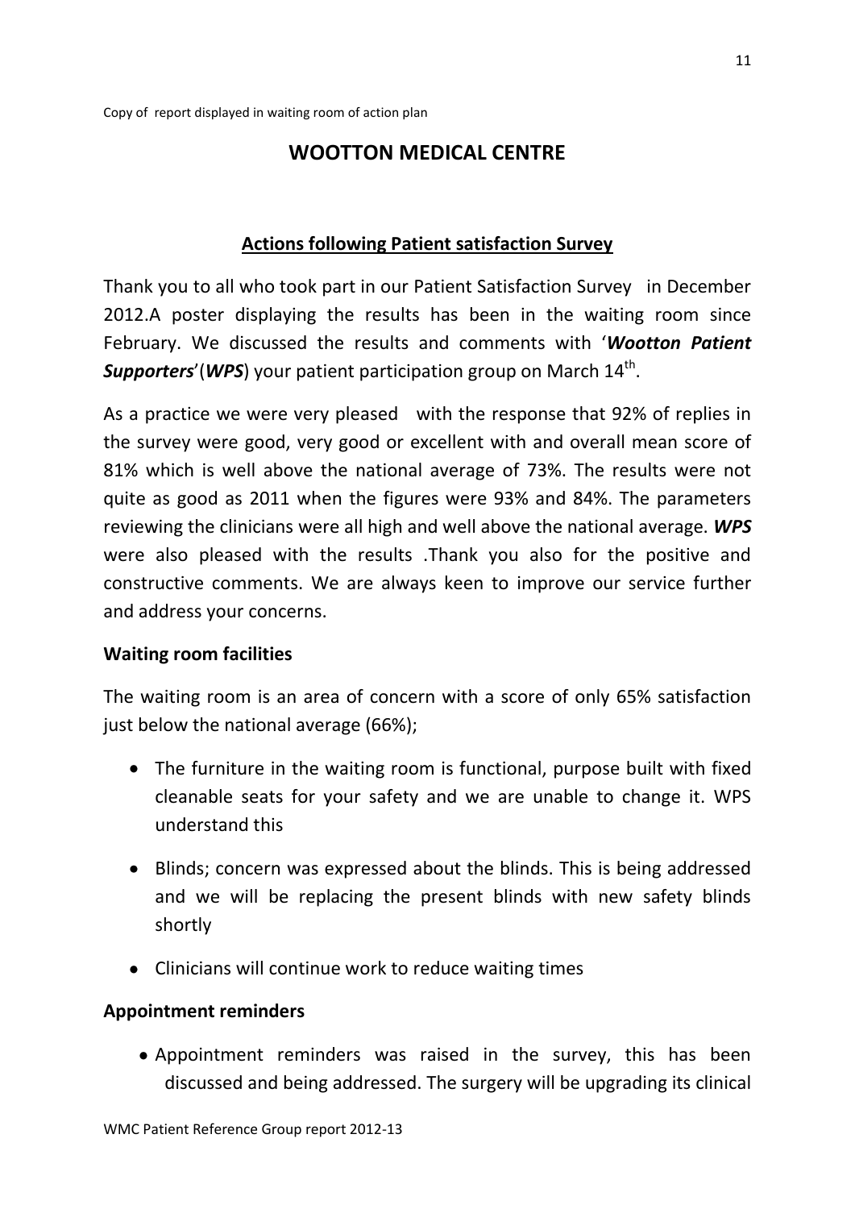Copy of report displayed in waiting room of action plan

# WOOTTON MEDICAL CENTRE

## Actions following Patient satisfaction Survey

Thank you to all who took part in our Patient Satisfaction Survey in December 2012.A poster displaying the results has been in the waiting room since February. We discussed the results and comments with '***Wootton Patient Supporters***'(***WPS***) your patient participation group on March 14th.

As a practice we were very pleased with the response that 92% of replies in the survey were good, very good or excellent with and overall mean score of 81% which is well above the national average of 73%. The results were not quite as good as 2011 when the figures were 93% and 84%. The parameters reviewing the clinicians were all high and well above the national average. ***WPS*** were also pleased with the results .Thank you also for the positive and constructive comments. We are always keen to improve our service further and address your concerns.

**Waiting room facilities**

The waiting room is an area of concern with a score of only 65% satisfaction just below the national average (66%);

- The furniture in the waiting room is functional, purpose built with fixed cleanable seats for your safety and we are unable to change it. WPS understand this
- Blinds; concern was expressed about the blinds. This is being addressed and we will be replacing the present blinds with new safety blinds shortly
- Clinicians will continue work to reduce waiting times

**Appointment reminders**

- Appointment reminders was raised in the survey, this has been discussed and being addressed. The surgery will be upgrading its clinical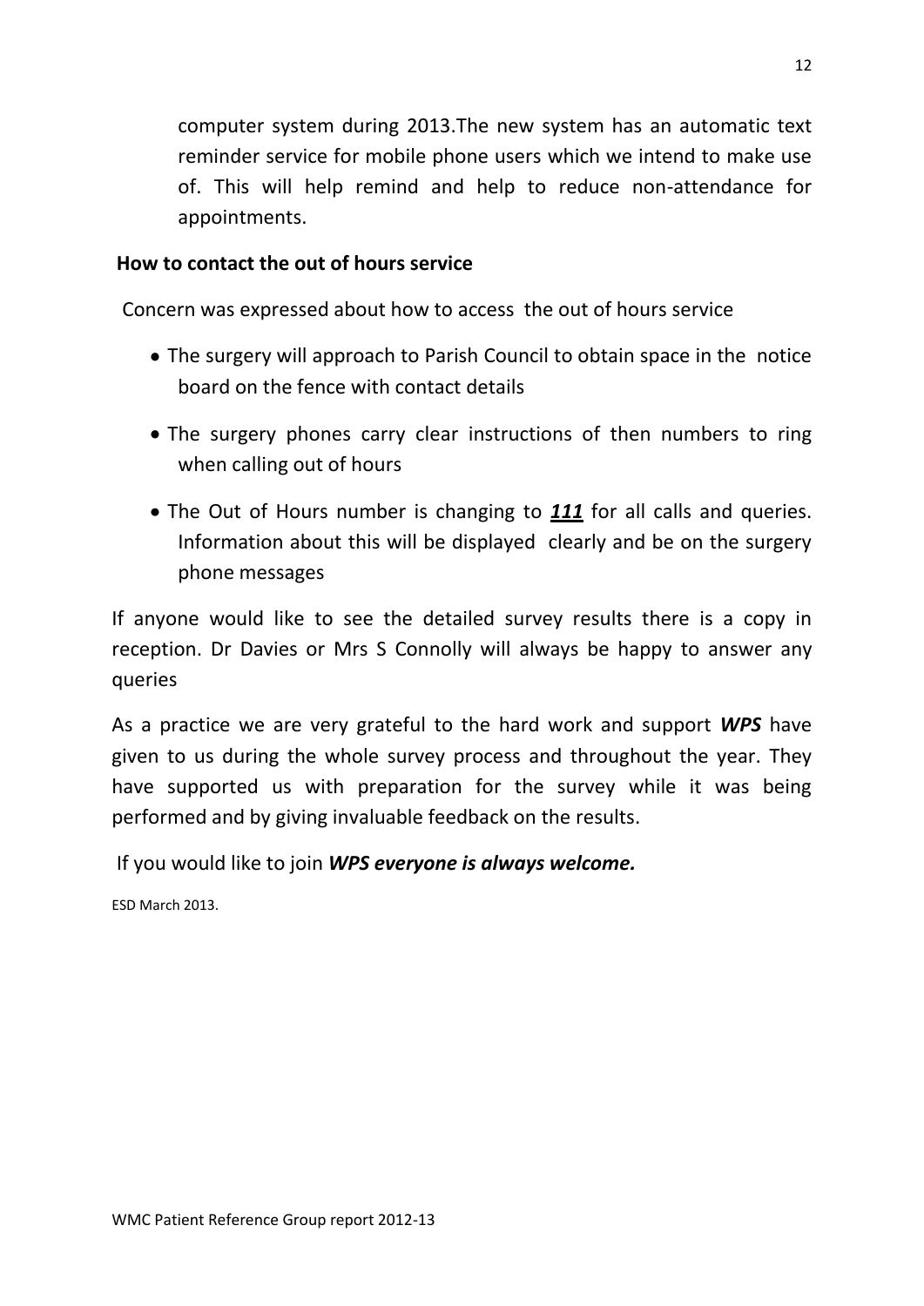computer system during 2013.The new system has an automatic text reminder service for mobile phone users which we intend to make use of. This will help remind and help to reduce non-attendance for appointments.

**How to contact the out of hours service**

Concern was expressed about how to access the out of hours service

- The surgery will approach to Parish Council to obtain space in the notice board on the fence with contact details
- The surgery phones carry clear instructions of then numbers to ring when calling out of hours
- The Out of Hours number is changing to ***111*** for all calls and queries. Information about this will be displayed clearly and be on the surgery phone messages

If anyone would like to see the detailed survey results there is a copy in reception. Dr Davies or Mrs S Connolly will always be happy to answer any queries

As a practice we are very grateful to the hard work and support ***WPS*** have given to us during the whole survey process and throughout the year. They have supported us with preparation for the survey while it was being performed and by giving invaluable feedback on the results.

If you would like to join ***WPS everyone is always welcome.***

ESD March 2013.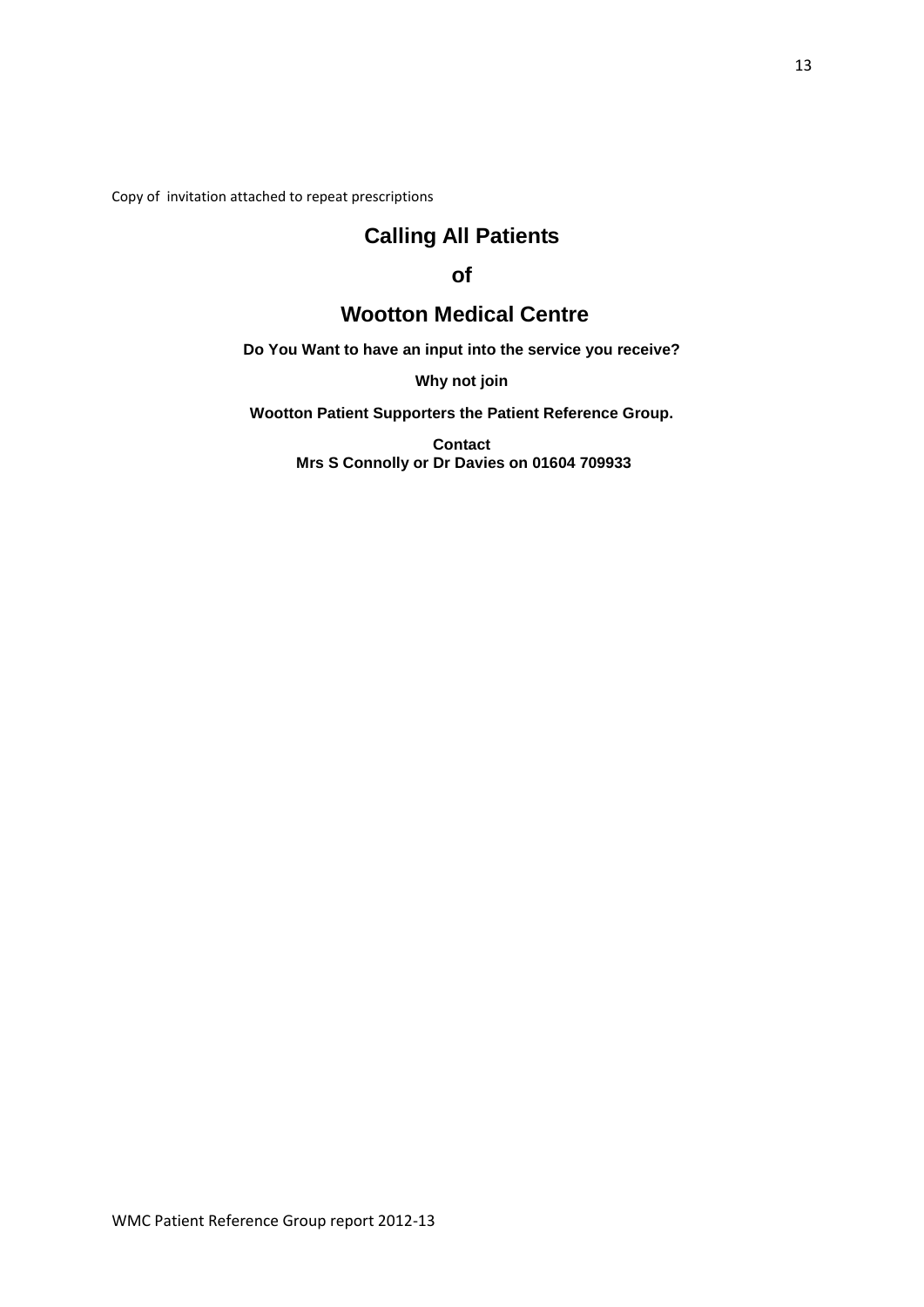Copy of invitation attached to repeat prescriptions

# Calling All Patients

## of

## Wootton Medical Centre

**Do You Want to have an input into the service you receive?**

**Why not join**

**Wootton Patient Supporters the Patient Reference Group.**

**Contact**
**Mrs S Connolly or Dr Davies on 01604 709933**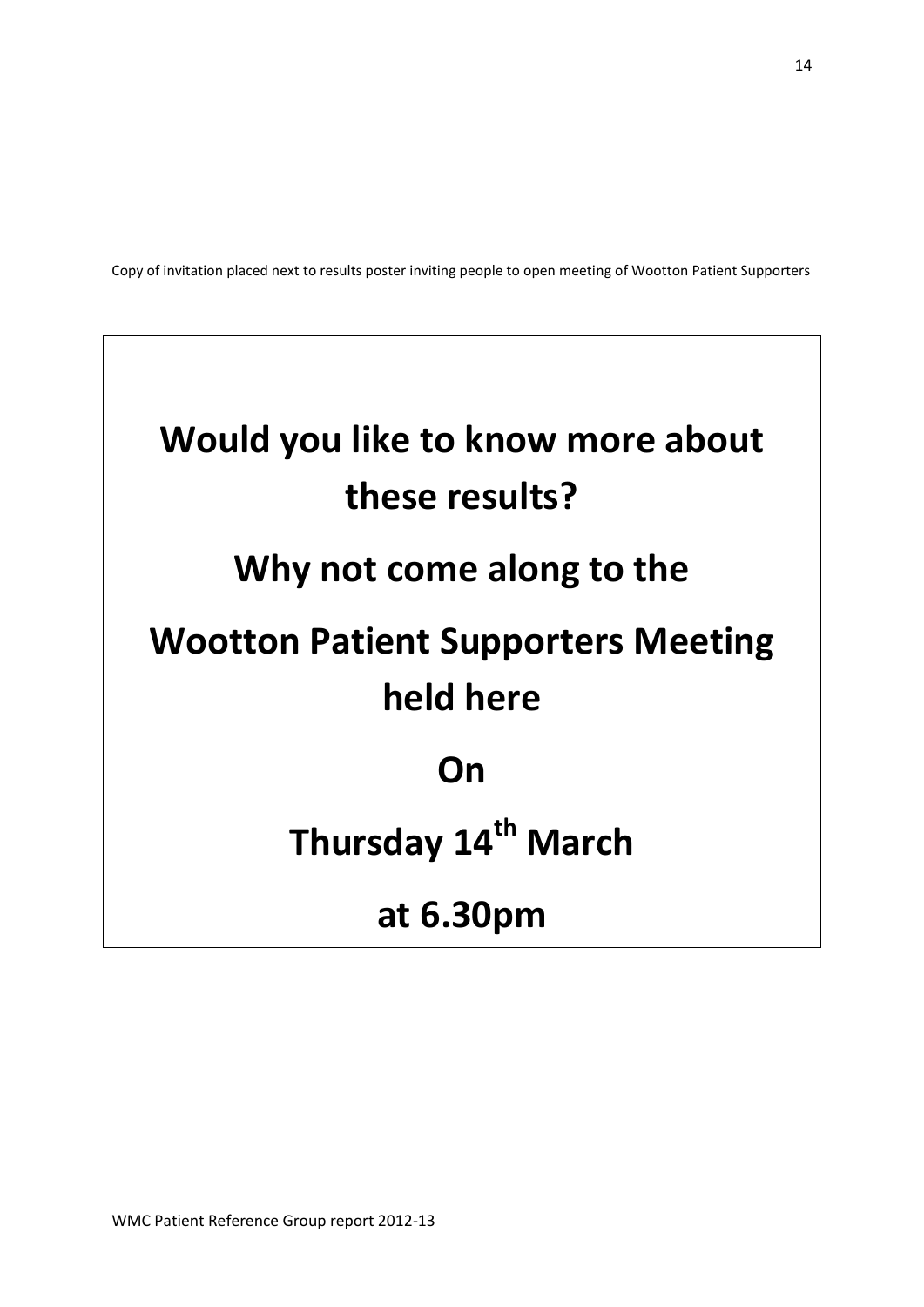Copy of invitation placed next to results poster inviting people to open meeting of Wootton Patient Supporters

**Would you like to know more about these results?**

**Why not come along to the**

**Wootton Patient Supporters Meeting held here**

**On**

**Thursday 14th March**

**at 6.30pm**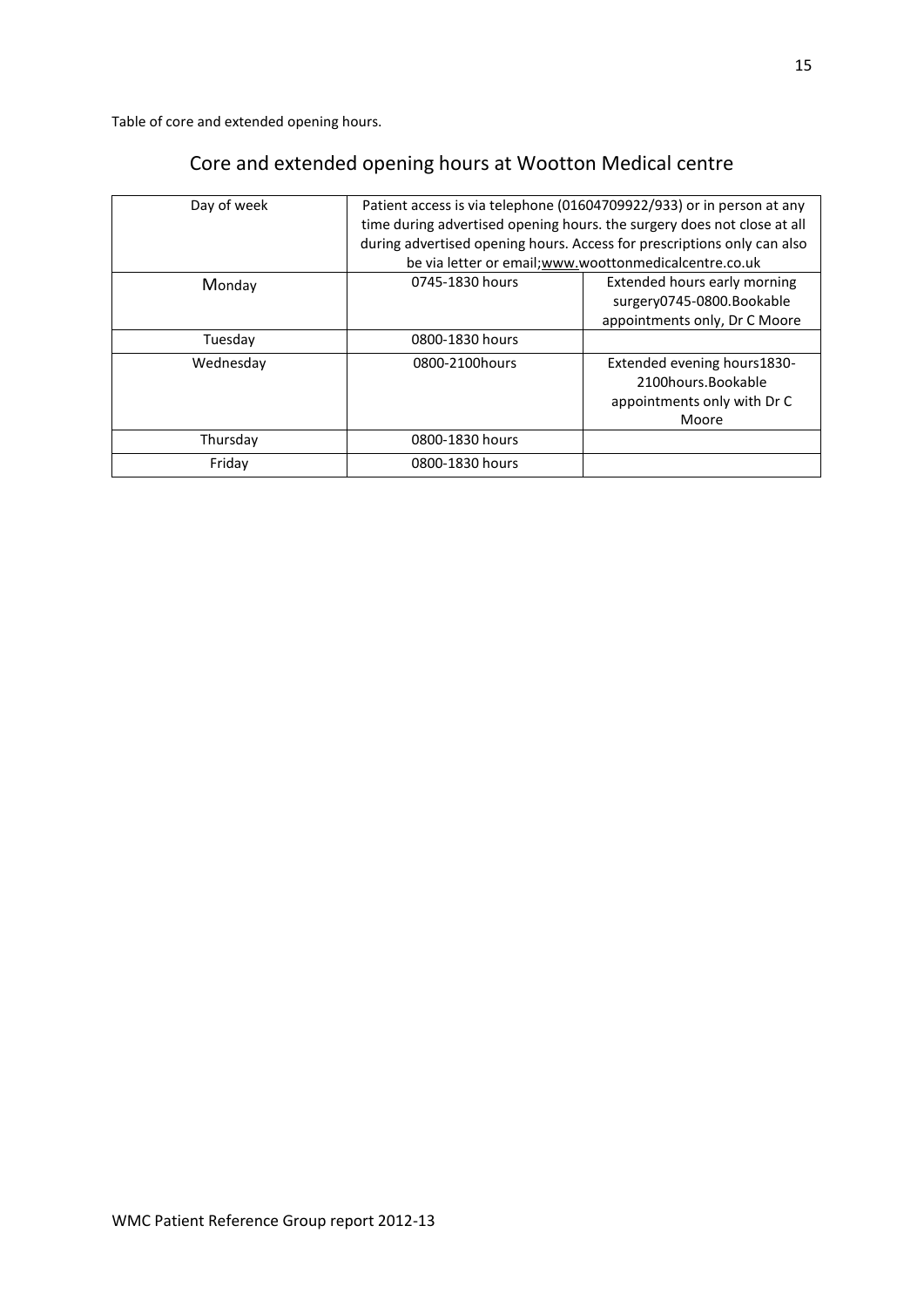Table of core and extended opening hours.

## Core and extended opening hours at Wootton Medical centre

| Day of week | Patient access is via telephone (01604709922/933) or in person at any time during advertised opening hours. the surgery does not close at all during advertised opening hours. Access for prescriptions only can also be via letter or email;www.woottonmedicalcentre.co.uk | |
|---|---|---|
| Monday | 0745-1830 hours | Extended hours early morning surgery0745-0800.Bookable appointments only, Dr C Moore |
| Tuesday | 0800-1830 hours | |
| Wednesday | 0800-2100hours | Extended evening hours1830-2100hours.Bookable appointments only with Dr C Moore |
| Thursday | 0800-1830 hours | |
| Friday | 0800-1830 hours | |

WMC Patient Reference Group report 2012-13